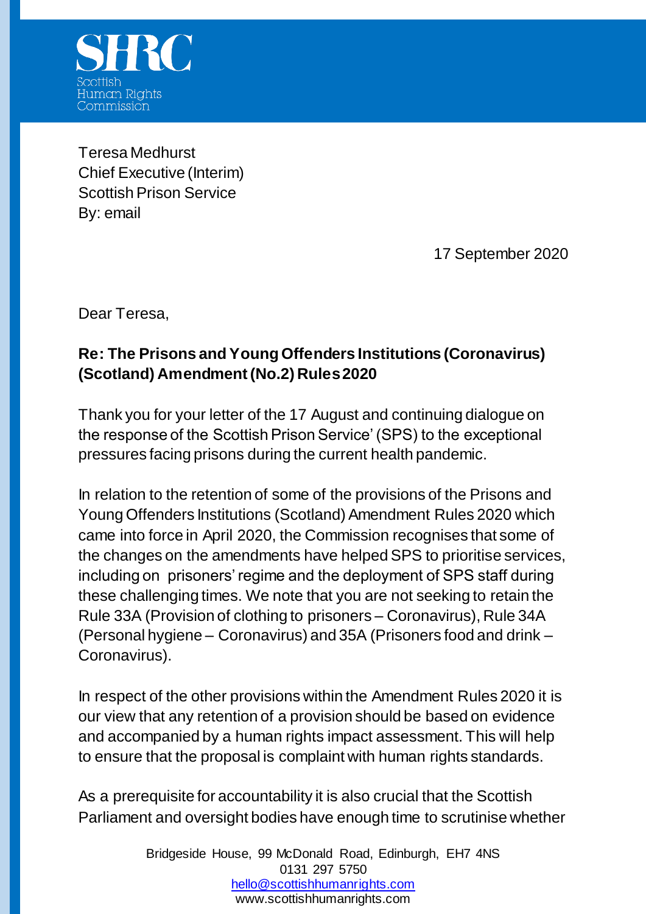SHRC
Scottish
Human Rights
Commission

Teresa Medhurst
Chief Executive (Interim)
Scottish Prison Service
By: email

17 September 2020

Dear Teresa,

**Re: The Prisons and Young Offenders Institutions (Coronavirus) (Scotland) Amendment (No.2) Rules 2020**

Thank you for your letter of the 17 August and continuing dialogue on the response of the Scottish Prison Service' (SPS) to the exceptional pressures facing prisons during the current health pandemic.

In relation to the retention of some of the provisions of the Prisons and Young Offenders Institutions (Scotland) Amendment Rules 2020 which came into force in April 2020, the Commission recognises that some of the changes on the amendments have helped SPS to prioritise services, including on prisoners' regime and the deployment of SPS staff during these challenging times. We note that you are not seeking to retain the Rule 33A (Provision of clothing to prisoners – Coronavirus), Rule 34A (Personal hygiene – Coronavirus) and 35A (Prisoners food and drink – Coronavirus).

In respect of the other provisions within the Amendment Rules 2020 it is our view that any retention of a provision should be based on evidence and accompanied by a human rights impact assessment. This will help to ensure that the proposal is complaint with human rights standards.

As a prerequisite for accountability it is also crucial that the Scottish Parliament and oversight bodies have enough time to scrutinise whether

Bridgeside House, 99 McDonald Road, Edinburgh, EH7 4NS
0131 297 5750
hello@scottishhumanrights.com
www.scottishhumanrights.com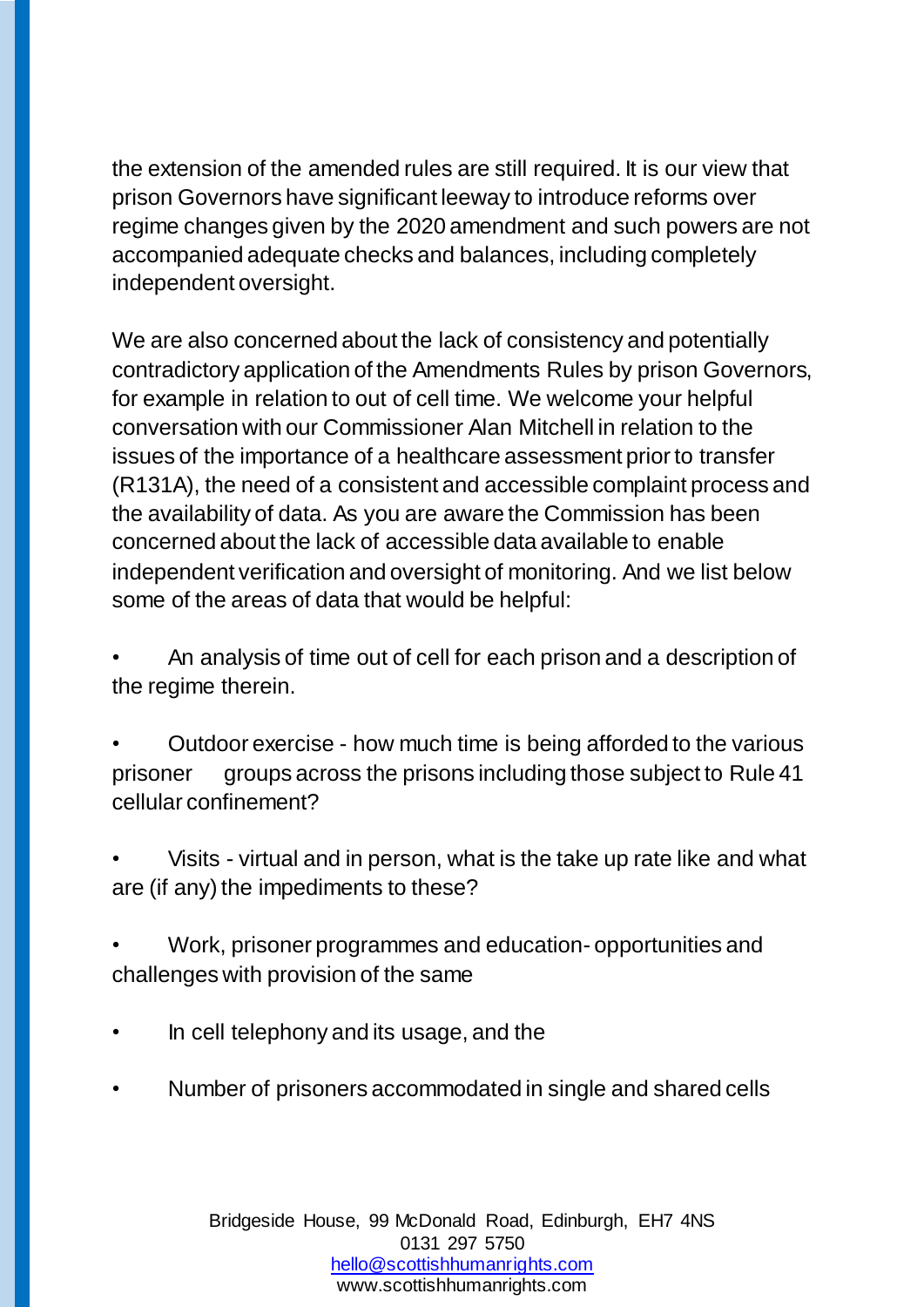the extension of the amended rules are still required. It is our view that prison Governors have significant leeway to introduce reforms over regime changes given by the 2020 amendment and such powers are not accompanied adequate checks and balances, including completely independent oversight.

We are also concerned about the lack of consistency and potentially contradictory application of the Amendments Rules by prison Governors, for example in relation to out of cell time. We welcome your helpful conversation with our Commissioner Alan Mitchell in relation to the issues of the importance of a healthcare assessment prior to transfer (R131A), the need of a consistent and accessible complaint process and the availability of data. As you are aware the Commission has been concerned about the lack of accessible data available to enable independent verification and oversight of monitoring. And we list below some of the areas of data that would be helpful:

- An analysis of time out of cell for each prison and a description of the regime therein.
- Outdoor exercise - how much time is being afforded to the various prisoner groups across the prisons including those subject to Rule 41 cellular confinement?
- Visits - virtual and in person, what is the take up rate like and what are (if any) the impediments to these?
- Work, prisoner programmes and education- opportunities and challenges with provision of the same
- In cell telephony and its usage, and the
- Number of prisoners accommodated in single and shared cells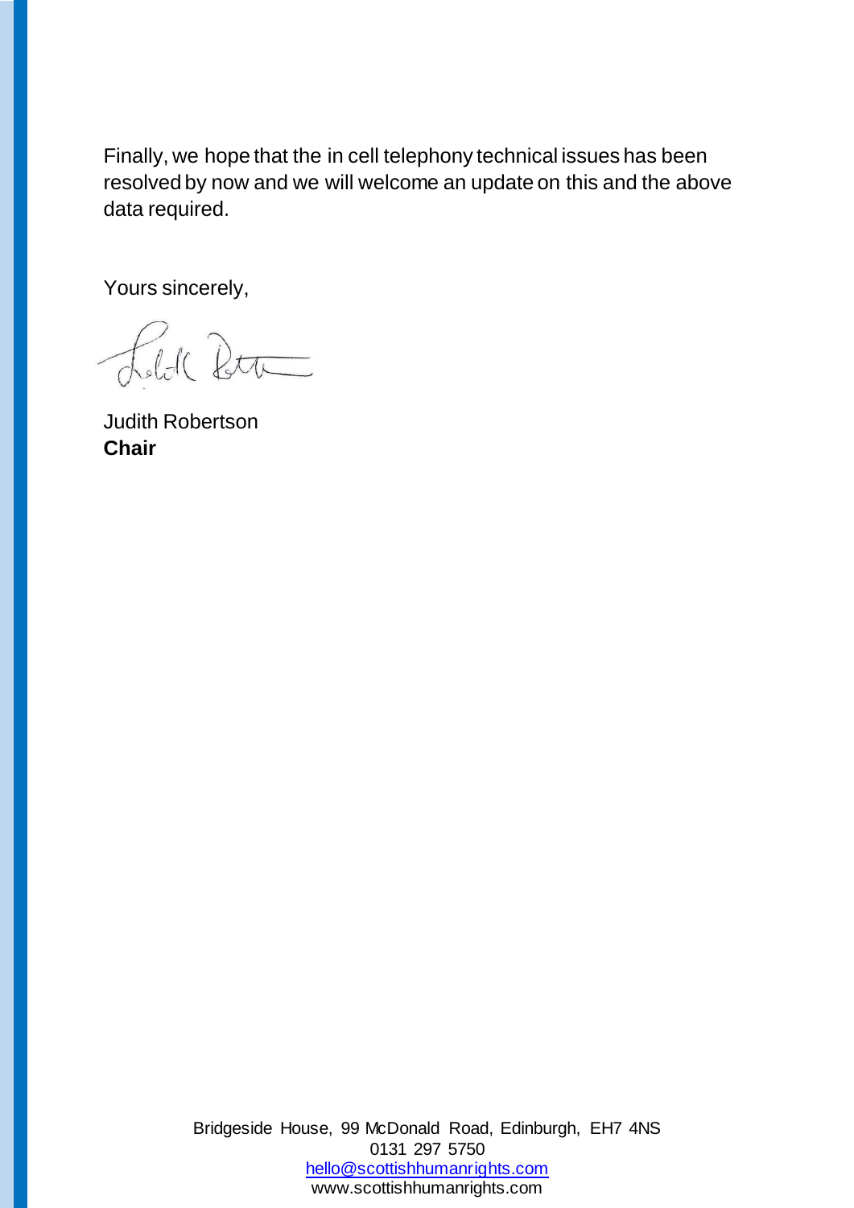Finally, we hope that the in cell telephony technical issues has been resolved by now and we will welcome an update on this and the above data required.

Yours sincerely,

Judith Robertson
**Chair**

Bridgeside House, 99 McDonald Road, Edinburgh, EH7 4NS
0131 297 5750
hello@scottishhumanrights.com
www.scottishhumanrights.com